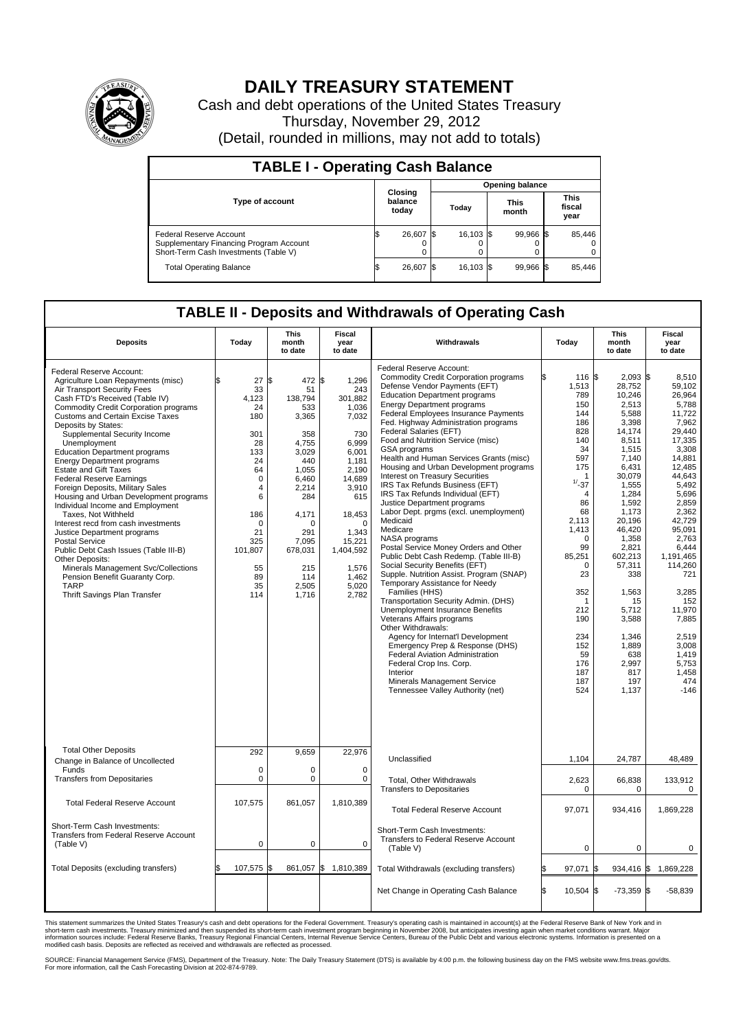# DAILY TREASURY STATEMENT

Cash and debt operations of the United States Treasury

Thursday, November 29, 2012

(Detail, rounded in millions, may not add to totals)

## TABLE I - Operating Cash Balance

| Type of account | Closing balance today | Opening balance Today | Opening balance This month | Opening balance This fiscal year |
|---|---|---|---|---|
| Federal Reserve Account | $ 26,607 | $ 16,103 | $ 99,966 | $ 85,446 |
| Supplementary Financing Program Account | 0 | 0 | 0 | 0 |
| Short-Term Cash Investments (Table V) | 0 | 0 | 0 | 0 |
| Total Operating Balance | $ 26,607 | $ 16,103 | $ 99,966 | $ 85,446 |

## TABLE II - Deposits and Withdrawals of Operating Cash

| Deposits | Today | This month to date | Fiscal year to date | Withdrawals | Today | This month to date | Fiscal year to date |
|---|---|---|---|---|---|---|---|
| Federal Reserve Account: | | | | Federal Reserve Account: | | | |
| Agriculture Loan Repayments (misc) | $ 27 | $ 472 | $ 1,296 | Commodity Credit Corporation programs | $ 116 | $ 2,093 | $ 8,510 |
| Air Transport Security Fees | 33 | 51 | 243 | Defense Vendor Payments (EFT) | 1,513 | 28,752 | 59,102 |
| Cash FTD's Received (Table IV) | 4,123 | 138,794 | 301,882 | Education Department programs | 789 | 10,246 | 26,964 |
| Commodity Credit Corporation programs | 24 | 533 | 1,036 | Energy Department programs | 150 | 2,513 | 5,788 |
| Customs and Certain Excise Taxes | 180 | 3,365 | 7,032 | Federal Employees Insurance Payments | 144 | 5,588 | 11,722 |
| Deposits by States: | | | | Fed. Highway Administration programs | 186 | 3,398 | 7,962 |
| Supplemental Security Income | 301 | 358 | 730 | Federal Salaries (EFT) | 828 | 14,174 | 29,440 |
| Unemployment | 28 | 4,755 | 6,999 | Food and Nutrition Service (misc) | 140 | 8,511 | 17,335 |
| Education Department programs | 133 | 3,029 | 6,001 | GSA programs | 34 | 1,515 | 3,308 |
| Energy Department programs | 24 | 440 | 1,181 | Health and Human Services Grants (misc) | 597 | 7,140 | 14,881 |
| Estate and Gift Taxes | 64 | 1,055 | 2,190 | Housing and Urban Development programs | 175 | 6,431 | 12,485 |
| Federal Reserve Earnings | 0 | 6,460 | 14,689 | Interest on Treasury Securities | 1 | 30,079 | 44,643 |
| Foreign Deposits, Military Sales | 4 | 2,214 | 3,910 | IRS Tax Refunds Business (EFT) | [1/] -37 | 1,555 | 5,492 |
| Housing and Urban Development programs | 6 | 284 | 615 | IRS Tax Refunds Individual (EFT) | 4 | 1,284 | 5,696 |
| Individual Income and Employment | | | | Justice Department programs | 86 | 1,592 | 2,859 |
| Taxes, Not Withheld | 186 | 4,171 | 18,453 | Labor Dept. prgms (excl. unemployment) | 68 | 1,173 | 2,362 |
| Interest recd from cash investments | 0 | 0 | 0 | Medicaid | 2,113 | 20,196 | 42,729 |
| Justice Department programs | 21 | 291 | 1,343 | Medicare | 1,413 | 46,420 | 95,091 |
| Postal Service | 325 | 7,095 | 15,221 | NASA programs | 0 | 1,358 | 2,763 |
| Public Debt Cash Issues (Table III-B) | 101,807 | 678,031 | 1,404,592 | Postal Service Money Orders and Other | 99 | 2,821 | 6,444 |
| Other Deposits: | | | | Public Debt Cash Redemp. (Table III-B) | 85,251 | 602,213 | 1,191,465 |
| Minerals Management Svc/Collections | 55 | 215 | 1,576 | Social Security Benefits (EFT) | 0 | 57,311 | 114,260 |
| Pension Benefit Guaranty Corp. | 89 | 114 | 1,462 | Supple. Nutrition Assist. Program (SNAP) | 23 | 338 | 721 |
| TARP | 35 | 2,505 | 5,020 | Temporary Assistance for Needy | | | |
| Thrift Savings Plan Transfer | 114 | 1,716 | 2,782 | Families (HHS) | 352 | 1,563 | 3,285 |
| | | | | Transportation Security Admin. (DHS) | 1 | 15 | 152 |
| | | | | Unemployment Insurance Benefits | 212 | 5,712 | 11,970 |
| | | | | Veterans Affairs programs | 190 | 3,588 | 7,885 |
| | | | | Other Withdrawals: | | | |
| | | | | Agency for Internat'l Development | 234 | 1,346 | 2,519 |
| | | | | Emergency Prep & Response (DHS) | 152 | 1,889 | 3,008 |
| | | | | Federal Aviation Administration | 59 | 638 | 1,419 |
| | | | | Federal Crop Ins. Corp. | 176 | 2,997 | 5,753 |
| | | | | Interior | 187 | 817 | 1,458 |
| | | | | Minerals Management Service | 187 | 197 | 474 |
| | | | | Tennessee Valley Authority (net) | 524 | 1,137 | -146 |
| Total Other Deposits | 292 | 9,659 | 22,976 | Unclassified | 1,104 | 24,787 | 48,489 |
| Change in Balance of Uncollected Funds | 0 | 0 | 0 | | | | |
| Transfers from Depositaries | 0 | 0 | 0 | Total, Other Withdrawals | 2,623 | 66,838 | 133,912 |
| | | | | Transfers to Depositaries | 0 | 0 | 0 |
| Total Federal Reserve Account | 107,575 | 861,057 | 1,810,389 | Total Federal Reserve Account | 97,071 | 934,416 | 1,869,228 |
| Short-Term Cash Investments: Transfers from Federal Reserve Account (Table V) | 0 | 0 | 0 | Short-Term Cash Investments: Transfers to Federal Reserve Account (Table V) | 0 | 0 | 0 |
| Total Deposits (excluding transfers) | $ 107,575 | $ 861,057 | $ 1,810,389 | Total Withdrawals (excluding transfers) | $ 97,071 | $ 934,416 | $ 1,869,228 |
| | | | | Net Change in Operating Cash Balance | $ 10,504 | $ -73,359 | $ -58,839 |

This statement summarizes the United States Treasury's cash and debt operations for the Federal Government. Treasury's operating cash is maintained in account(s) at the Federal Reserve Bank of New York and in short-term cash investments. Treasury minimized and then suspended its short-term cash investment program beginning in November 2008, but anticipates investing again when market conditions warrant. Major information sources include: Federal Reserve Banks, Treasury Regional Financial Centers, Internal Revenue Service Centers, Bureau of the Public Debt and various electronic systems. Information is presented on a modified cash basis. Deposits are reflected as received and withdrawals are reflected as processed.

SOURCE: Financial Management Service (FMS), Department of the Treasury. Note: The Daily Treasury Statement (DTS) is available by 4:00 p.m. the following business day on the FMS website www.fms.treas.gov/dts. For more information, call the Cash Forecasting Division at 202-874-9789.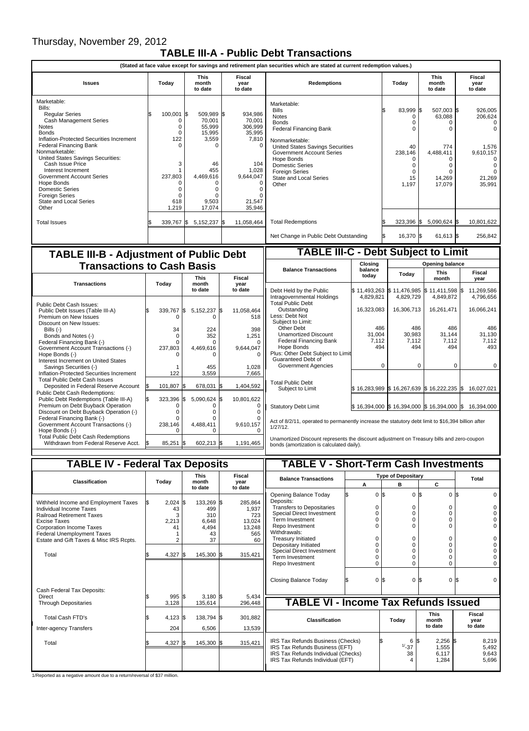Thursday, November 29, 2012

# TABLE III-A - Public Debt Transactions

(Stated at face value except for savings and retirement plan securities which are stated at current redemption values.)

| Issues | Today | This month to date | Fiscal year to date |
|---|---|---|---|
| Marketable: | | | |
| Bills: | | | |
| Regular Series | $ 100,001 | $ 509,989 | $ 934,986 |
| Cash Management Series | 0 | 70,001 | 70,001 |
| Notes | 0 | 55,999 | 306,999 |
| Bonds | 0 | 15,995 | 35,995 |
| Inflation-Protected Securities Increment | 122 | 3,559 | 7,810 |
| Federal Financing Bank | 0 | 0 | 0 |
| Nonmarketable: | | | |
| United States Savings Securities: | | | |
| Cash Issue Price | 3 | 46 | 104 |
| Interest Increment | 1 | 455 | 1,028 |
| Government Account Series | 237,803 | 4,469,616 | 9,644,047 |
| Hope Bonds | 0 | 0 | 0 |
| Domestic Series | 0 | 0 | 0 |
| Foreign Series | 0 | 0 | 0 |
| State and Local Series | 618 | 9,503 | 21,547 |
| Other | 1,219 | 17,074 | 35,946 |
| Total Issues | $ 339,767 | $ 5,152,237 | $ 11,058,464 |

| Redemptions | Today | This month to date | Fiscal year to date |
|---|---|---|---|
| Marketable: | | | |
| Bills | $ 83,999 | $ 507,003 | $ 926,005 |
| Notes | 0 | 63,088 | 206,624 |
| Bonds | 0 | 0 | 0 |
| Federal Financing Bank | 0 | 0 | 0 |
| Nonmarketable: | | | |
| United States Savings Securities | 40 | 774 | 1,576 |
| Government Account Series | 238,146 | 4,488,411 | 9,610,157 |
| Hope Bonds | 0 | 0 | 0 |
| Domestic Series | 0 | 0 | 0 |
| Foreign Series | 0 | 0 | 0 |
| State and Local Series | 15 | 14,269 | 21,269 |
| Other | 1,197 | 17,079 | 35,991 |
| Total Redemptions | $ 323,396 | $ 5,090,624 | $ 10,801,622 |
| Net Change in Public Debt Outstanding | $ 16,370 | $ 61,613 | $ 256,842 |

# TABLE III-B - Adjustment of Public Debt Transactions to Cash Basis

| Transactions | Today | This month to date | Fiscal year to date |
|---|---|---|---|
| Public Debt Cash Issues: | | | |
| Public Debt Issues (Table III-A) | $ 339,767 | $ 5,152,237 | $ 11,058,464 |
| Premium on New Issues | 0 | 0 | 518 |
| Discount on New Issues: | | | |
| Bills (-) | 34 | 224 | 398 |
| Bonds and Notes (-) | 0 | 352 | 1,251 |
| Federal Financing Bank (-) | 0 | 0 | 0 |
| Government Account Transactions (-) | 237,803 | 4,469,616 | 9,644,047 |
| Hope Bonds (-) | 0 | 0 | 0 |
| Interest Increment on United States Savings Securities (-) | 1 | 455 | 1,028 |
| Inflation-Protected Securities Increment | 122 | 3,559 | 7,665 |
| Total Public Debt Cash Issues Deposited in Federal Reserve Account | $ 101,807 | $ 678,031 | $ 1,404,592 |
| Public Debt Cash Redemptions: | | | |
| Public Debt Redemptions (Table III-A) | $ 323,396 | $ 5,090,624 | $ 10,801,622 |
| Premium on Debt Buyback Operation | 0 | 0 | 0 |
| Discount on Debt Buyback Operation (-) | 0 | 0 | 0 |
| Federal Financing Bank (-) | 0 | 0 | 0 |
| Government Account Transactions (-) | 238,146 | 4,488,411 | 9,610,157 |
| Hope Bonds (-) | 0 | 0 | 0 |
| Total Public Debt Cash Redemptions Withdrawn from Federal Reserve Acct. | $ 85,251 | $ 602,213 | $ 1,191,465 |

# TABLE III-C - Debt Subject to Limit

| Balance Transactions | Closing balance today | Opening balance Today | Opening balance This month | Opening balance Fiscal year |
|---|---|---|---|---|
| Debt Held by the Public | $ 11,493,263 | $ 11,476,985 | $ 11,411,598 | $ 11,269,586 |
| Intragovernmental Holdings | 4,829,821 | 4,829,729 | 4,849,872 | 4,796,656 |
| Total Public Debt Outstanding | 16,323,083 | 16,306,713 | 16,261,471 | 16,066,241 |
| Less: Debt Not Subject to Limit: | | | | |
| Other Debt | 486 | 486 | 486 | 486 |
| Unamortized Discount | 31,004 | 30,983 | 31,144 | 31,130 |
| Federal Financing Bank | 7,112 | 7,112 | 7,112 | 7,112 |
| Hope Bonds | 494 | 494 | 494 | 493 |
| Plus: Other Debt Subject to Limit | | | | |
| Guaranteed Debt of Government Agencies | 0 | 0 | 0 | 0 |
| Total Public Debt Subject to Limit | $ 16,283,989 | $ 16,267,639 | $ 16,222,235 | $ 16,027,021 |
| Statutory Debt Limit | $ 16,394,000 | $ 16,394,000 | $ 16,394,000 | $ 16,394,000 |

Act of 8/2/11, operated to permanently increase the statutory debt limit to $16,394 billion after 1/27/12.

Unamortized Discount represents the discount adjustment on Treasury bills and zero-coupon bonds (amortization is calculated daily).

# TABLE IV - Federal Tax Deposits

| Classification | Today | This month to date | Fiscal year to date |
|---|---|---|---|
| Withheld Income and Employment Taxes | $ 2,024 | $ 133,269 | $ 285,864 |
| Individual Income Taxes | 43 | 499 | 1,937 |
| Railroad Retirement Taxes | 3 | 310 | 723 |
| Excise Taxes | 2,213 | 6,648 | 13,024 |
| Corporation Income Taxes | 41 | 4,494 | 13,248 |
| Federal Unemployment Taxes | 1 | 43 | 565 |
| Estate and Gift Taxes & Misc IRS Rcpts. | 2 | 37 | 60 |
| Total | $ 4,327 | $ 145,300 | $ 315,421 |
| Cash Federal Tax Deposits: | | | |
| Direct | $ 995 | $ 3,180 | $ 5,434 |
| Through Depositaries | 3,128 | 135,614 | 296,448 |
| Total Cash FTD's | $ 4,123 | $ 138,794 | $ 301,882 |
| Inter-agency Transfers | 204 | 6,506 | 13,539 |
| Total | $ 4,327 | $ 145,300 | $ 315,421 |

# TABLE V - Short-Term Cash Investments

| Balance Transactions | Type of Depositary A | Type of Depositary B | Type of Depositary C | Total |
|---|---|---|---|---|
| Opening Balance Today | $ 0 | $ 0 | $ 0 | $ 0 |
| Deposits: | | | | |
| Transfers to Depositaries | 0 | 0 | 0 | 0 |
| Special Direct Investment | 0 | 0 | 0 | 0 |
| Term Investment | 0 | 0 | 0 | 0 |
| Repo Investment | 0 | 0 | 0 | 0 |
| Withdrawals: | | | | |
| Treasury Initiated | 0 | 0 | 0 | 0 |
| Depositary Initiated | 0 | 0 | 0 | 0 |
| Special Direct Investment | 0 | 0 | 0 | 0 |
| Term Investment | 0 | 0 | 0 | 0 |
| Repo Investment | 0 | 0 | 0 | 0 |
| Closing Balance Today | $ 0 | $ 0 | $ 0 | $ 0 |

# TABLE VI - Income Tax Refunds Issued

| Classification | Today | This month to date | Fiscal year to date |
|---|---|---|---|
| IRS Tax Refunds Business (Checks) | $ 6 | $ 2,256 | $ 8,219 |
| IRS Tax Refunds Business (EFT) | [1/] -37 | 1,555 | 5,492 |
| IRS Tax Refunds Individual (Checks) | 38 | 6,117 | 9,643 |
| IRS Tax Refunds Individual (EFT) | 4 | 1,284 | 5,696 |

1/Reported as a negative amount due to a return/reversal of $37 million.